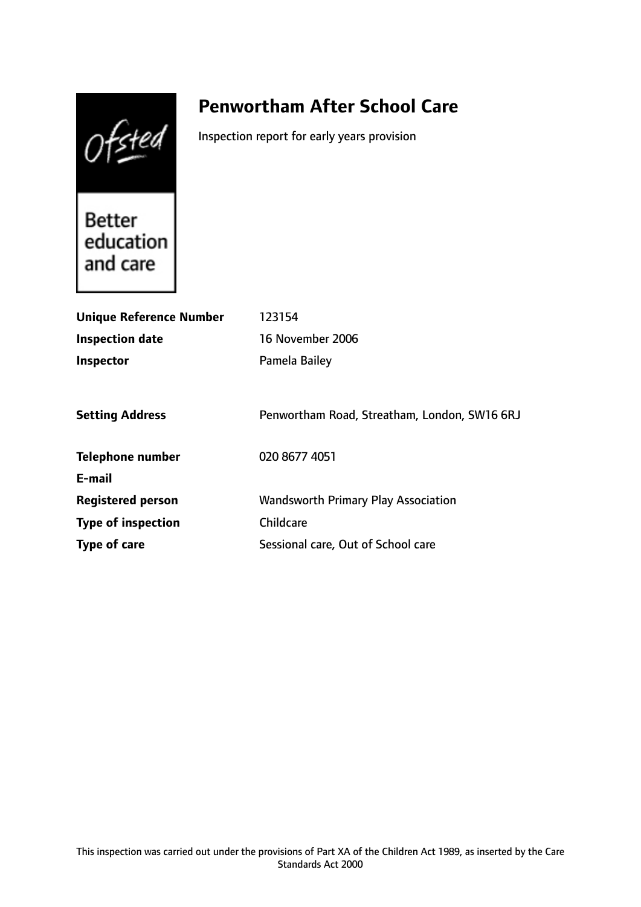# Penwortham After School Care

Inspection report for early years provision

| | |
|---|---|
| **Unique Reference Number** | 123154 |
| **Inspection date** | 16 November 2006 |
| **Inspector** | Pamela Bailey |
| **Setting Address** | Penwortham Road, Streatham, London, SW16 6RJ |
| **Telephone number** | 020 8677 4051 |
| **E-mail** | |
| **Registered person** | Wandsworth Primary Play Association |
| **Type of inspection** | Childcare |
| **Type of care** | Sessional care, Out of School care |

This inspection was carried out under the provisions of Part XA of the Children Act 1989, as inserted by the Care Standards Act 2000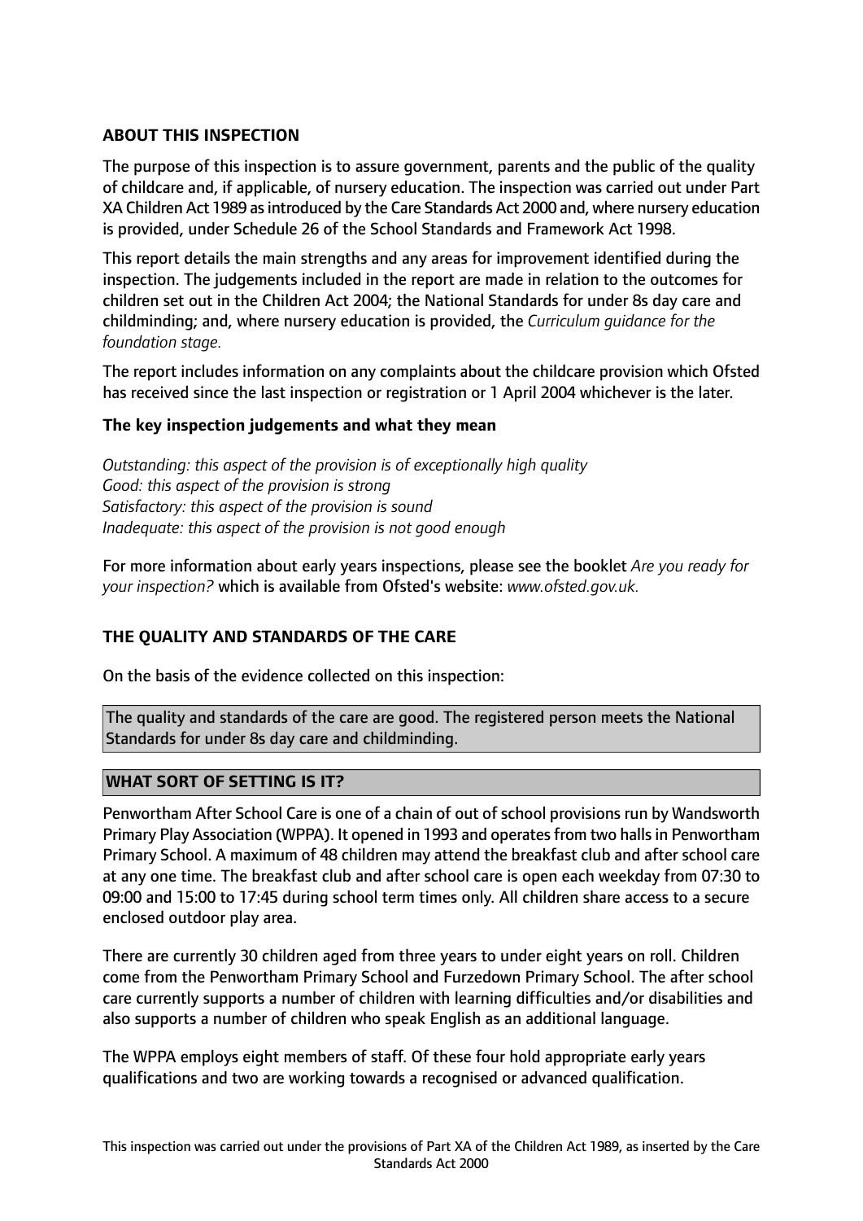## ABOUT THIS INSPECTION

The purpose of this inspection is to assure government, parents and the public of the quality of childcare and, if applicable, of nursery education. The inspection was carried out under Part XA Children Act 1989 as introduced by the Care Standards Act 2000 and, where nursery education is provided, under Schedule 26 of the School Standards and Framework Act 1998.

This report details the main strengths and any areas for improvement identified during the inspection. The judgements included in the report are made in relation to the outcomes for children set out in the Children Act 2004; the National Standards for under 8s day care and childminding; and, where nursery education is provided, the *Curriculum guidance for the foundation stage.*

The report includes information on any complaints about the childcare provision which Ofsted has received since the last inspection or registration or 1 April 2004 whichever is the later.

### The key inspection judgements and what they mean

*Outstanding: this aspect of the provision is of exceptionally high quality*
*Good: this aspect of the provision is strong*
*Satisfactory: this aspect of the provision is sound*
*Inadequate: this aspect of the provision is not good enough*

For more information about early years inspections, please see the booklet *Are you ready for your inspection?* which is available from Ofsted's website: *www.ofsted.gov.uk.*

## THE QUALITY AND STANDARDS OF THE CARE

On the basis of the evidence collected on this inspection:

The quality and standards of the care are good. The registered person meets the National Standards for under 8s day care and childminding.

## WHAT SORT OF SETTING IS IT?

Penwortham After School Care is one of a chain of out of school provisions run by Wandsworth Primary Play Association (WPPA). It opened in 1993 and operates from two halls in Penwortham Primary School. A maximum of 48 children may attend the breakfast club and after school care at any one time. The breakfast club and after school care is open each weekday from 07:30 to 09:00 and 15:00 to 17:45 during school term times only. All children share access to a secure enclosed outdoor play area.

There are currently 30 children aged from three years to under eight years on roll. Children come from the Penwortham Primary School and Furzedown Primary School. The after school care currently supports a number of children with learning difficulties and/or disabilities and also supports a number of children who speak English as an additional language.

The WPPA employs eight members of staff. Of these four hold appropriate early years qualifications and two are working towards a recognised or advanced qualification.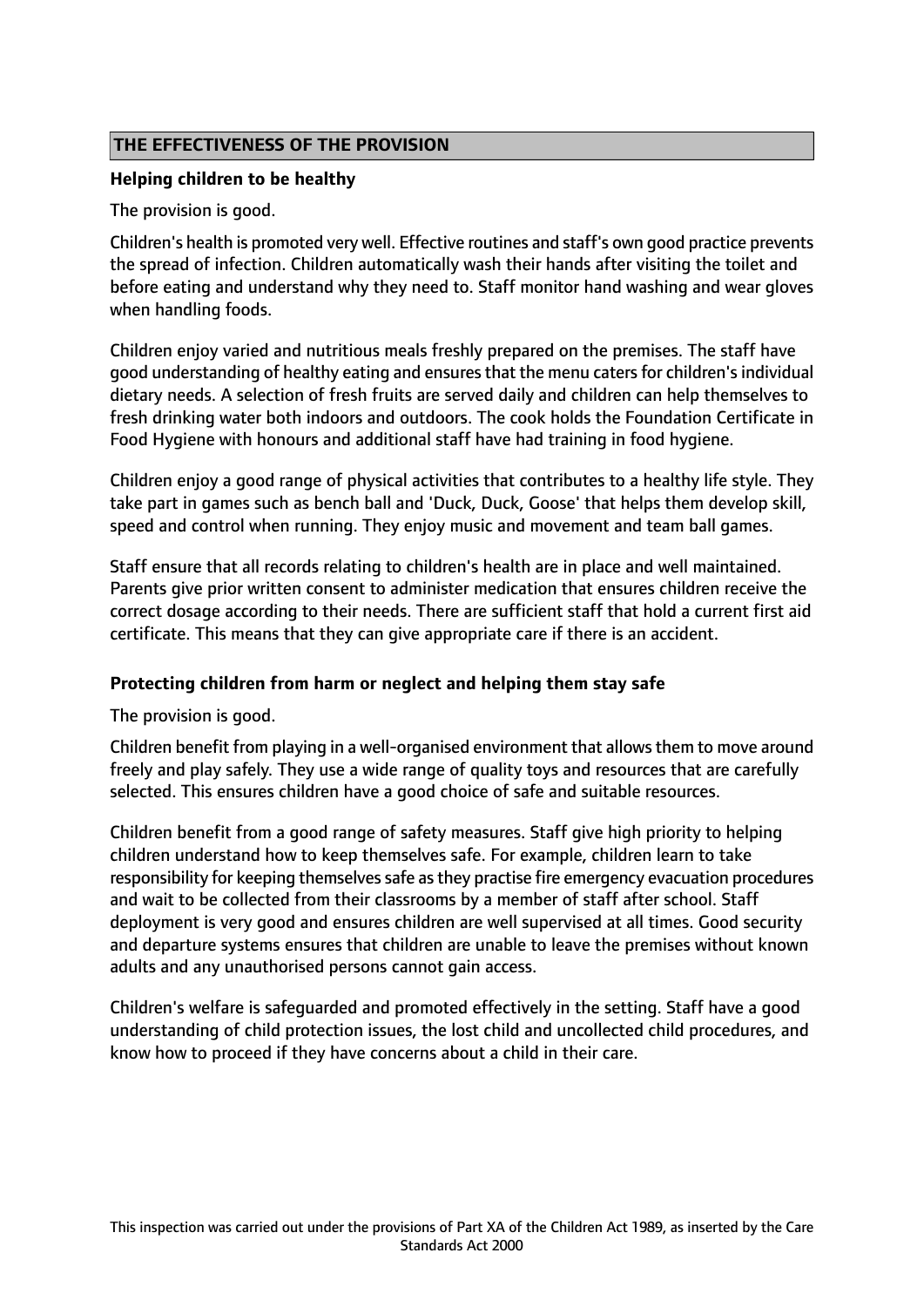## THE EFFECTIVENESS OF THE PROVISION

### Helping children to be healthy

The provision is good.

Children's health is promoted very well. Effective routines and staff's own good practice prevents the spread of infection. Children automatically wash their hands after visiting the toilet and before eating and understand why they need to. Staff monitor hand washing and wear gloves when handling foods.

Children enjoy varied and nutritious meals freshly prepared on the premises. The staff have good understanding of healthy eating and ensures that the menu caters for children's individual dietary needs. A selection of fresh fruits are served daily and children can help themselves to fresh drinking water both indoors and outdoors. The cook holds the Foundation Certificate in Food Hygiene with honours and additional staff have had training in food hygiene.

Children enjoy a good range of physical activities that contributes to a healthy life style. They take part in games such as bench ball and 'Duck, Duck, Goose' that helps them develop skill, speed and control when running. They enjoy music and movement and team ball games.

Staff ensure that all records relating to children's health are in place and well maintained. Parents give prior written consent to administer medication that ensures children receive the correct dosage according to their needs. There are sufficient staff that hold a current first aid certificate. This means that they can give appropriate care if there is an accident.

### Protecting children from harm or neglect and helping them stay safe

The provision is good.

Children benefit from playing in a well-organised environment that allows them to move around freely and play safely. They use a wide range of quality toys and resources that are carefully selected. This ensures children have a good choice of safe and suitable resources.

Children benefit from a good range of safety measures. Staff give high priority to helping children understand how to keep themselves safe. For example, children learn to take responsibility for keeping themselves safe as they practise fire emergency evacuation procedures and wait to be collected from their classrooms by a member of staff after school. Staff deployment is very good and ensures children are well supervised at all times. Good security and departure systems ensures that children are unable to leave the premises without known adults and any unauthorised persons cannot gain access.

Children's welfare is safeguarded and promoted effectively in the setting. Staff have a good understanding of child protection issues, the lost child and uncollected child procedures, and know how to proceed if they have concerns about a child in their care.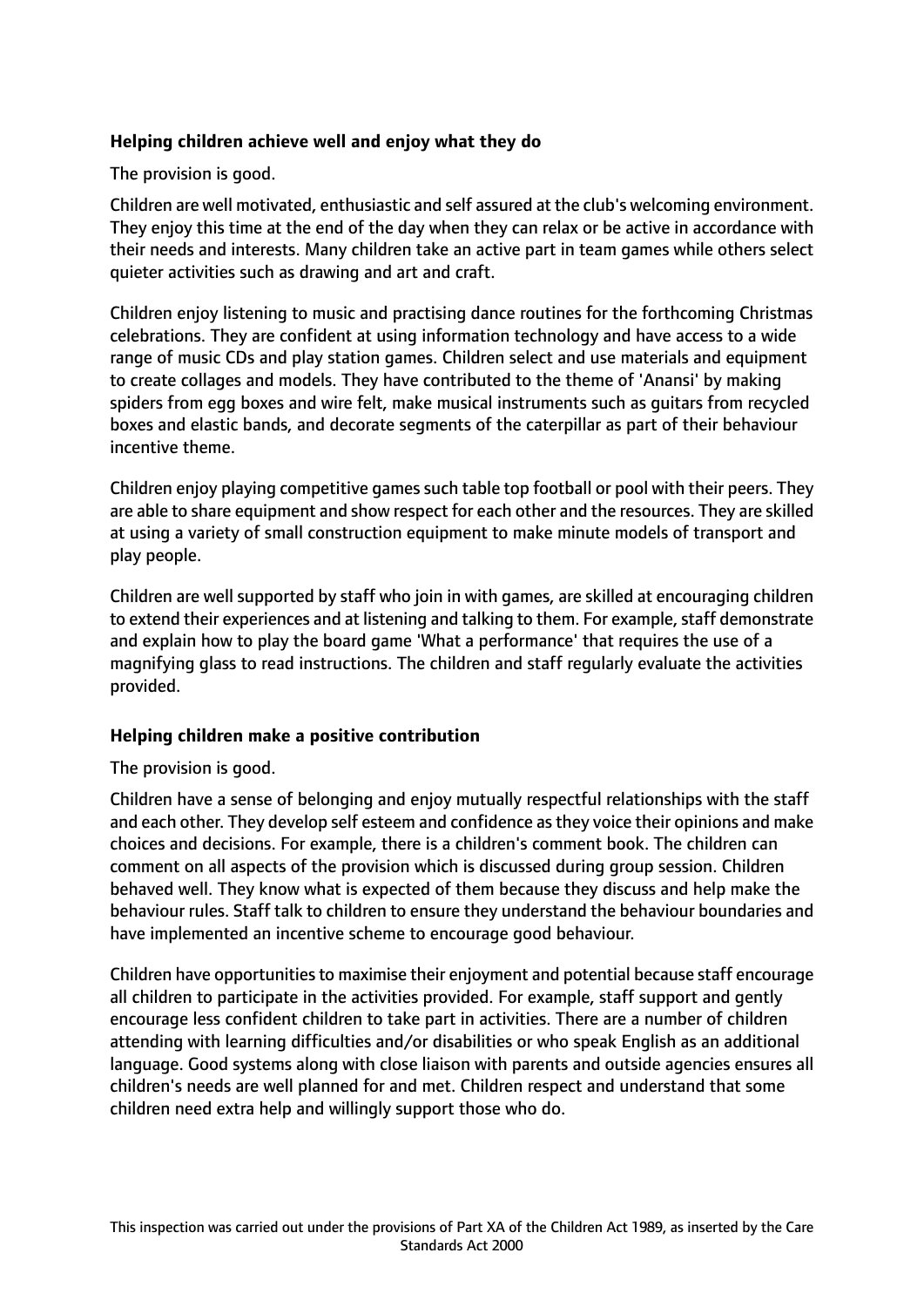### Helping children achieve well and enjoy what they do

The provision is good.

Children are well motivated, enthusiastic and self assured at the club's welcoming environment. They enjoy this time at the end of the day when they can relax or be active in accordance with their needs and interests. Many children take an active part in team games while others select quieter activities such as drawing and art and craft.

Children enjoy listening to music and practising dance routines for the forthcoming Christmas celebrations. They are confident at using information technology and have access to a wide range of music CDs and play station games. Children select and use materials and equipment to create collages and models. They have contributed to the theme of 'Anansi' by making spiders from egg boxes and wire felt, make musical instruments such as guitars from recycled boxes and elastic bands, and decorate segments of the caterpillar as part of their behaviour incentive theme.

Children enjoy playing competitive games such table top football or pool with their peers. They are able to share equipment and show respect for each other and the resources. They are skilled at using a variety of small construction equipment to make minute models of transport and play people.

Children are well supported by staff who join in with games, are skilled at encouraging children to extend their experiences and at listening and talking to them. For example, staff demonstrate and explain how to play the board game 'What a performance' that requires the use of a magnifying glass to read instructions. The children and staff regularly evaluate the activities provided.

### Helping children make a positive contribution

The provision is good.

Children have a sense of belonging and enjoy mutually respectful relationships with the staff and each other. They develop self esteem and confidence as they voice their opinions and make choices and decisions. For example, there is a children's comment book. The children can comment on all aspects of the provision which is discussed during group session. Children behaved well. They know what is expected of them because they discuss and help make the behaviour rules. Staff talk to children to ensure they understand the behaviour boundaries and have implemented an incentive scheme to encourage good behaviour.

Children have opportunities to maximise their enjoyment and potential because staff encourage all children to participate in the activities provided. For example, staff support and gently encourage less confident children to take part in activities. There are a number of children attending with learning difficulties and/or disabilities or who speak English as an additional language. Good systems along with close liaison with parents and outside agencies ensures all children's needs are well planned for and met. Children respect and understand that some children need extra help and willingly support those who do.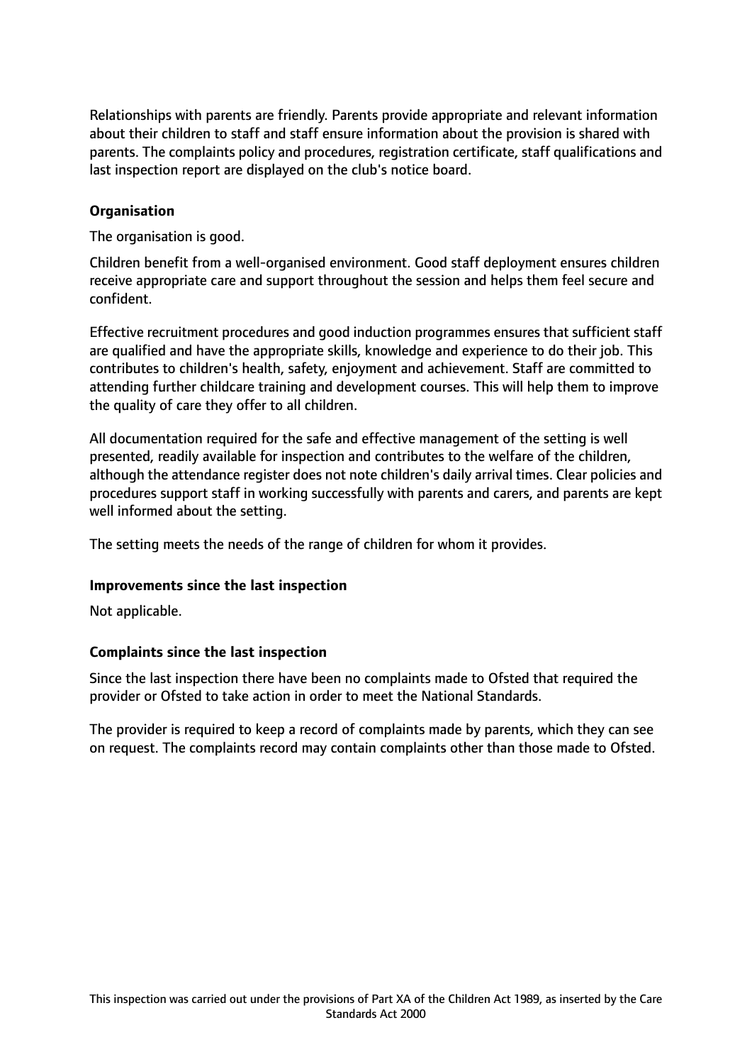Relationships with parents are friendly. Parents provide appropriate and relevant information about their children to staff and staff ensure information about the provision is shared with parents. The complaints policy and procedures, registration certificate, staff qualifications and last inspection report are displayed on the club's notice board.

**Organisation**

The organisation is good.

Children benefit from a well-organised environment. Good staff deployment ensures children receive appropriate care and support throughout the session and helps them feel secure and confident.

Effective recruitment procedures and good induction programmes ensures that sufficient staff are qualified and have the appropriate skills, knowledge and experience to do their job. This contributes to children's health, safety, enjoyment and achievement. Staff are committed to attending further childcare training and development courses. This will help them to improve the quality of care they offer to all children.

All documentation required for the safe and effective management of the setting is well presented, readily available for inspection and contributes to the welfare of the children, although the attendance register does not note children's daily arrival times. Clear policies and procedures support staff in working successfully with parents and carers, and parents are kept well informed about the setting.

The setting meets the needs of the range of children for whom it provides.

**Improvements since the last inspection**

Not applicable.

**Complaints since the last inspection**

Since the last inspection there have been no complaints made to Ofsted that required the provider or Ofsted to take action in order to meet the National Standards.

The provider is required to keep a record of complaints made by parents, which they can see on request. The complaints record may contain complaints other than those made to Ofsted.

This inspection was carried out under the provisions of Part XA of the Children Act 1989, as inserted by the Care Standards Act 2000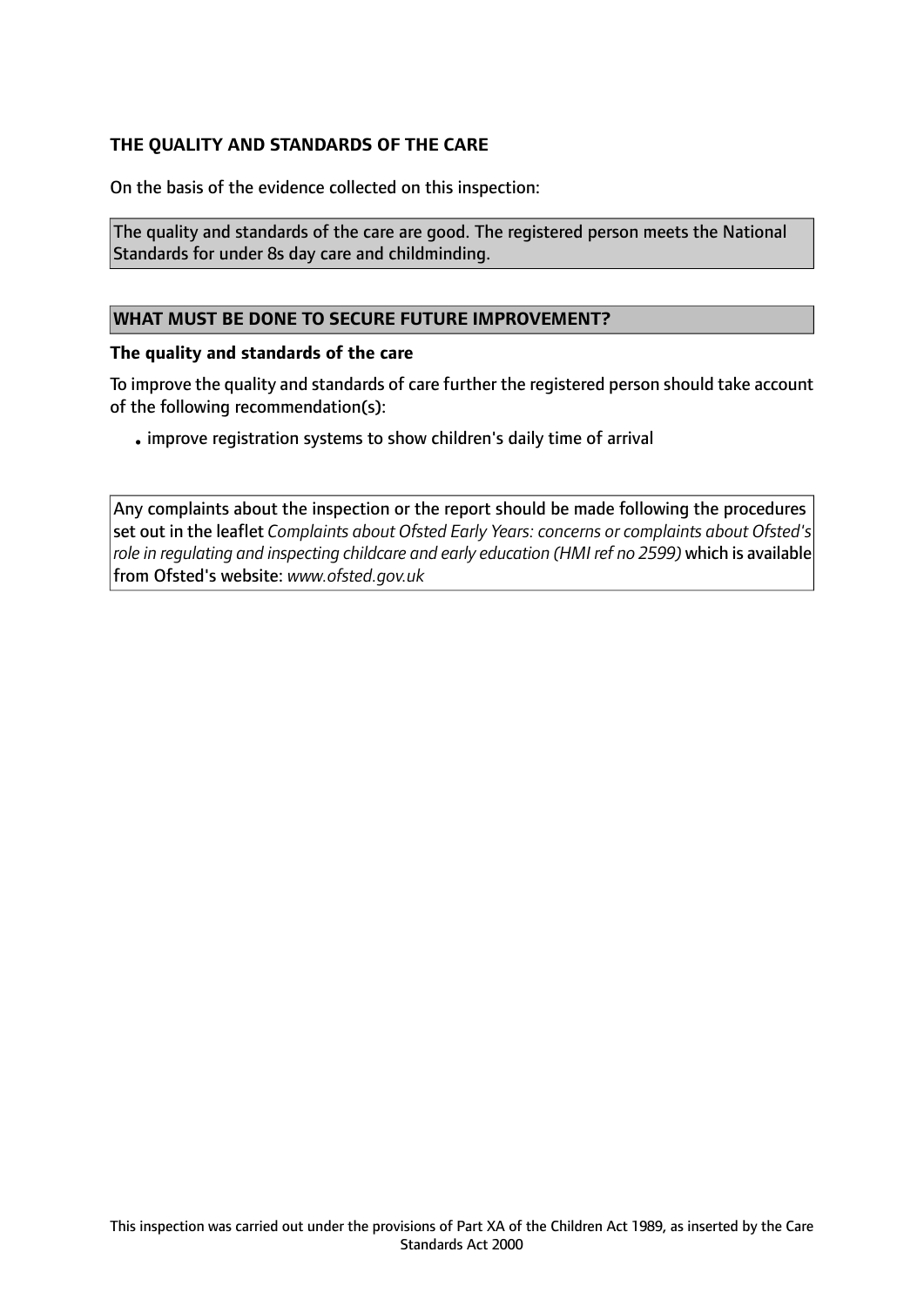## THE QUALITY AND STANDARDS OF THE CARE

On the basis of the evidence collected on this inspection:

The quality and standards of the care are good. The registered person meets the National Standards for under 8s day care and childminding.

## WHAT MUST BE DONE TO SECURE FUTURE IMPROVEMENT?

### The quality and standards of the care

To improve the quality and standards of care further the registered person should take account of the following recommendation(s):

- improve registration systems to show children's daily time of arrival

Any complaints about the inspection or the report should be made following the procedures set out in the leaflet *Complaints about Ofsted Early Years: concerns or complaints about Ofsted's role in regulating and inspecting childcare and early education (HMI ref no 2599)* which is available from Ofsted's website: *www.ofsted.gov.uk*

This inspection was carried out under the provisions of Part XA of the Children Act 1989, as inserted by the Care Standards Act 2000